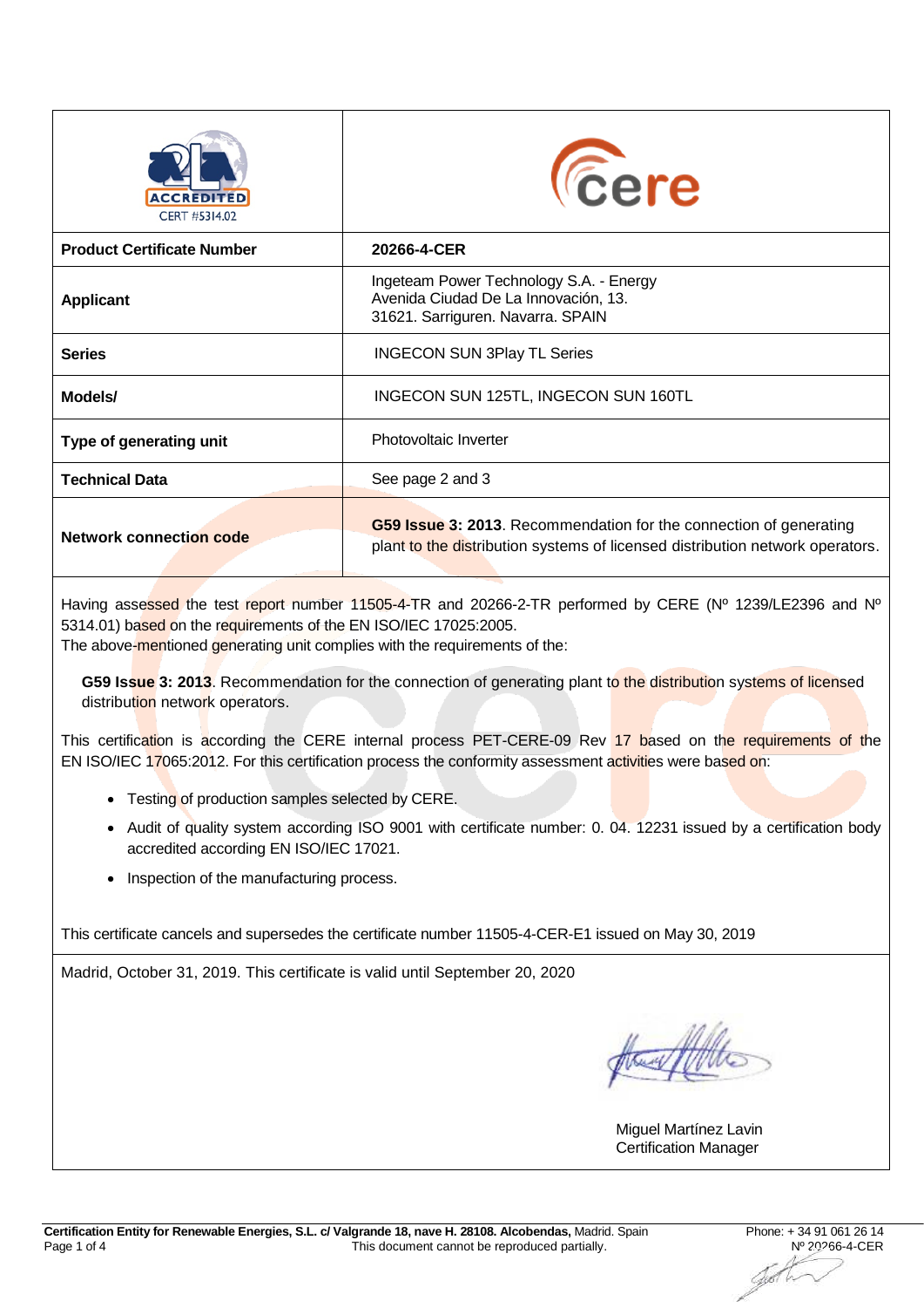| | |
|---|---|
| **Product Certificate Number** | **20266-4-CER** |
| **Applicant** | Ingeteam Power Technology S.A. - Energy<br>Avenida Ciudad De La Innovación, 13.<br>31621. Sarriguren. Navarra. SPAIN |
| **Series** | INGECON SUN 3Play TL Series |
| **Models/** | INGECON SUN 125TL, INGECON SUN 160TL |
| **Type of generating unit** | Photovoltaic Inverter |
| **Technical Data** | See page 2 and 3 |
| **Network connection code** | **G59 Issue 3: 2013**. Recommendation for the connection of generating plant to the distribution systems of licensed distribution network operators. |

Having assessed the test report number 11505-4-TR and 20266-2-TR performed by CERE (Nº 1239/LE2396 and Nº 5314.01) based on the requirements of the EN ISO/IEC 17025:2005.
The above-mentioned generating unit complies with the requirements of the:

**G59 Issue 3: 2013**. Recommendation for the connection of generating plant to the distribution systems of licensed distribution network operators.

This certification is according the CERE internal process PET-CERE-09 Rev 17 based on the requirements of the EN ISO/IEC 17065:2012. For this certification process the conformity assessment activities were based on:

- Testing of production samples selected by CERE.
- Audit of quality system according ISO 9001 with certificate number: 0. 04. 12231 issued by a certification body accredited according EN ISO/IEC 17021.
- Inspection of the manufacturing process.

This certificate cancels and supersedes the certificate number 11505-4-CER-E1 issued on May 30, 2019

Madrid, October 31, 2019. This certificate is valid until September 20, 2020

Miguel Martínez Lavin
Certification Manager

**Certification Entity for Renewable Energies, S.L. c/ Valgrande 18, nave H. 28108. Alcobendas,** Madrid. Spain
Phone: + 34 91 061 26 14
This document cannot be reproduced partially.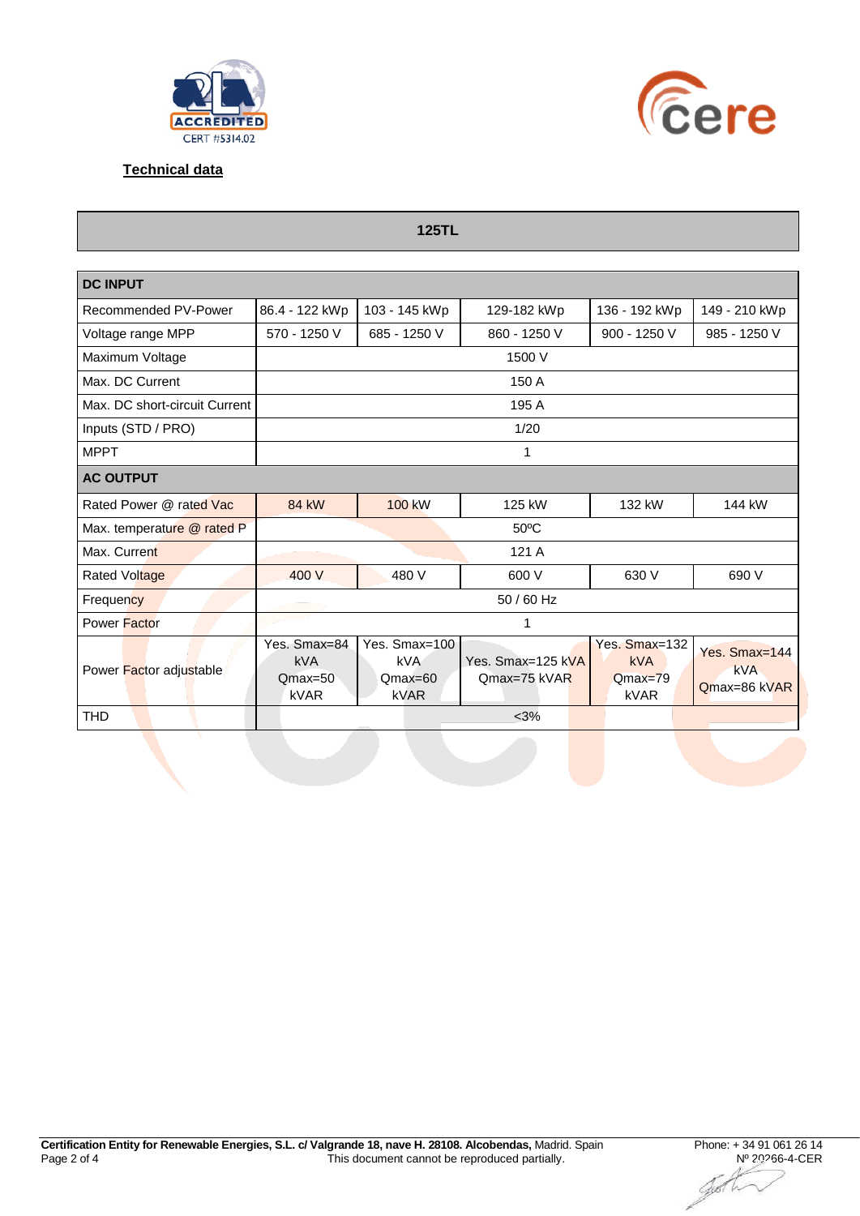**Technical data**

| 125TL | | | | | |
|---|---|---|---|---|---|
| **DC INPUT** | | | | | |
| Recommended PV-Power | 86.4 - 122 kWp | 103 - 145 kWp | 129-182 kWp | 136 - 192 kWp | 149 - 210 kWp |
| Voltage range MPP | 570 - 1250 V | 685 - 1250 V | 860 - 1250 V | 900 - 1250 V | 985 - 1250 V |
| Maximum Voltage | 1500 V | | | | |
| Max. DC Current | 150 A | | | | |
| Max. DC short-circuit Current | 195 A | | | | |
| Inputs (STD / PRO) | 1/20 | | | | |
| MPPT | 1 | | | | |
| **AC OUTPUT** | | | | | |
| Rated Power @ rated Vac | 84 kW | 100 kW | 125 kW | 132 kW | 144 kW |
| Max. temperature @ rated P | 50ºC | | | | |
| Max. Current | 121 A | | | | |
| Rated Voltage | 400 V | 480 V | 600 V | 630 V | 690 V |
| Frequency | 50 / 60 Hz | | | | |
| Power Factor | 1 | | | | |
| Power Factor adjustable | Yes. Smax=84 kVA Qmax=50 kVAR | Yes. Smax=100 kVA Qmax=60 kVAR | Yes. Smax=125 kVA Qmax=75 kVAR | Yes. Smax=132 kVA Qmax=79 kVAR | Yes. Smax=144 kVA Qmax=86 kVAR |
| THD | <3% | | | | |

**Certification Entity for Renewable Energies, S.L. c/ Valgrande 18, nave H. 28108. Alcobendas,** Madrid. Spain
Phone: + 34 91 061 26 14
This document cannot be reproduced partially.
Nº 20266-4-CER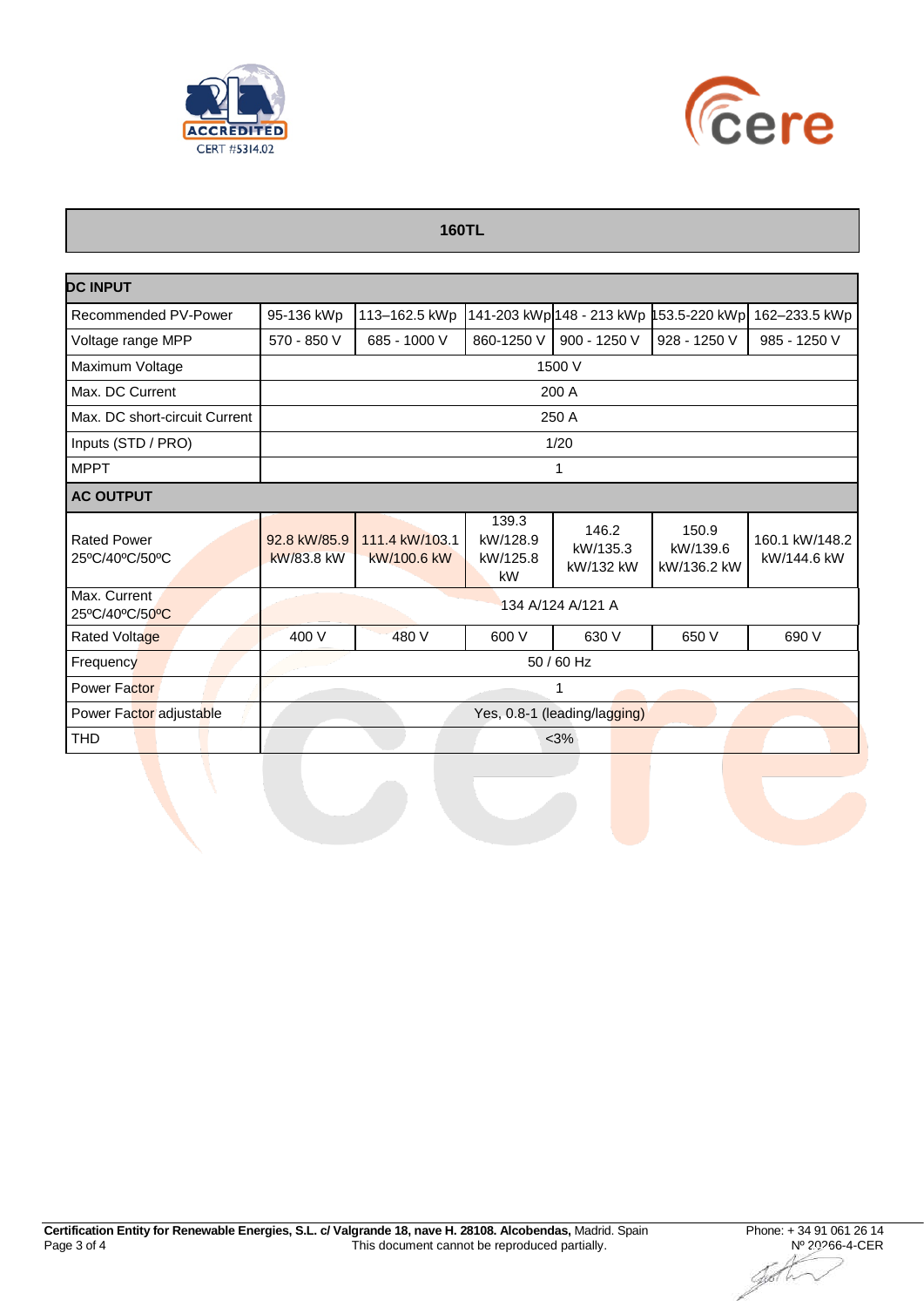| 160TL | | | | | | |
|---|---|---|---|---|---|---|
| **DC INPUT** | | | | | | |
| Recommended PV-Power | 95-136 kWp | 113–162.5 kWp | 141-203 kWp | 148 - 213 kWp | 153.5-220 kWp | 162–233.5 kWp |
| Voltage range MPP | 570 - 850 V | 685 - 1000 V | 860-1250 V | 900 - 1250 V | 928 - 1250 V | 985 - 1250 V |
| Maximum Voltage | 1500 V | | | | | |
| Max. DC Current | 200 A | | | | | |
| Max. DC short-circuit Current | 250 A | | | | | |
| Inputs (STD / PRO) | 1/20 | | | | | |
| MPPT | 1 | | | | | |
| **AC OUTPUT** | | | | | | |
| Rated Power 25ºC/40ºC/50ºC | 92.8 kW/85.9 kW/83.8 kW | 111.4 kW/103.1 kW/100.6 kW | 139.3 kW/128.9 kW/125.8 kW | 146.2 kW/135.3 kW/132 kW | 150.9 kW/139.6 kW/136.2 kW | 160.1 kW/148.2 kW/144.6 kW |
| Max. Current 25ºC/40ºC/50ºC | 134 A/124 A/121 A | | | | | |
| Rated Voltage | 400 V | 480 V | 600 V | 630 V | 650 V | 690 V |
| Frequency | 50 / 60 Hz | | | | | |
| Power Factor | 1 | | | | | |
| Power Factor adjustable | Yes, 0.8-1 (leading/lagging) | | | | | |
| THD | <3% | | | | | |

**Certification Entity for Renewable Energies, S.L. c/ Valgrande 18, nave H. 28108. Alcobendas,** Madrid. Spain
Phone: + 34 91 061 26 14
This document cannot be reproduced partially.
Nº 20266-4-CER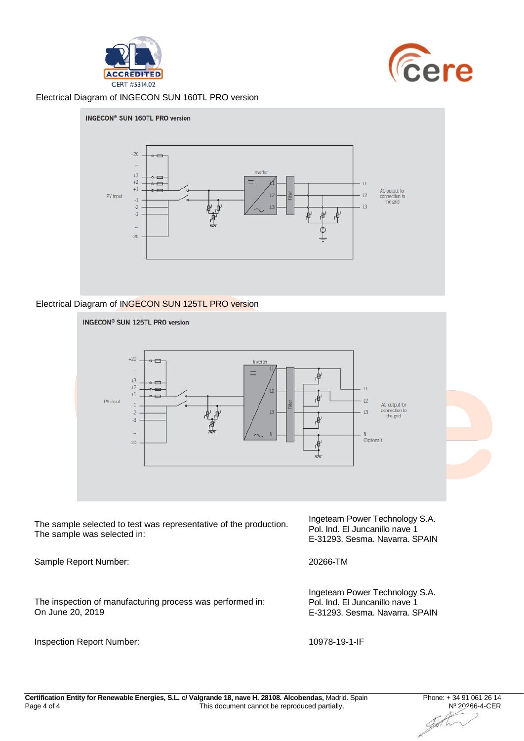Electrical Diagram of INGECON SUN 160TL PRO version

INGECON® SUN 160TL PRO version

+20
...
+3
+2
+1
PV input
-1
-2
-3
...
-20
Inverter
L1
L2
L3
Filter
L1
L2
L3
AC output for connection to the grid

Electrical Diagram of INGECON SUN 125TL PRO version

INGECON® SUN 125TL PRO version

+20
...
+3
+2
+1
PV input
-1
-2
-3
...
-20
Inverter
L1
L2
L3
N
Filter
L1
L2
L3
N
(Optional)
AC output for connection to the grid

| | |
|---|---|
| The sample selected to test was representative of the production. The sample was selected in: | Ingeteam Power Technology S.A. Pol. Ind. El Juncanillo nave 1 E-31293. Sesma. Navarra. SPAIN |
| Sample Report Number: | 20266-TM |
| The inspection of manufacturing process was performed in: On June 20, 2019 | Ingeteam Power Technology S.A. Pol. Ind. El Juncanillo nave 1 E-31293. Sesma. Navarra. SPAIN |
| Inspection Report Number: | 10978-19-1-IF |

**Certification Entity for Renewable Energies, S.L. c/ Valgrande 18, nave H. 28108. Alcobendas,** Madrid. Spain Phone: + 34 91 061 26 14

This document cannot be reproduced partially. Nº 20266-4-CER